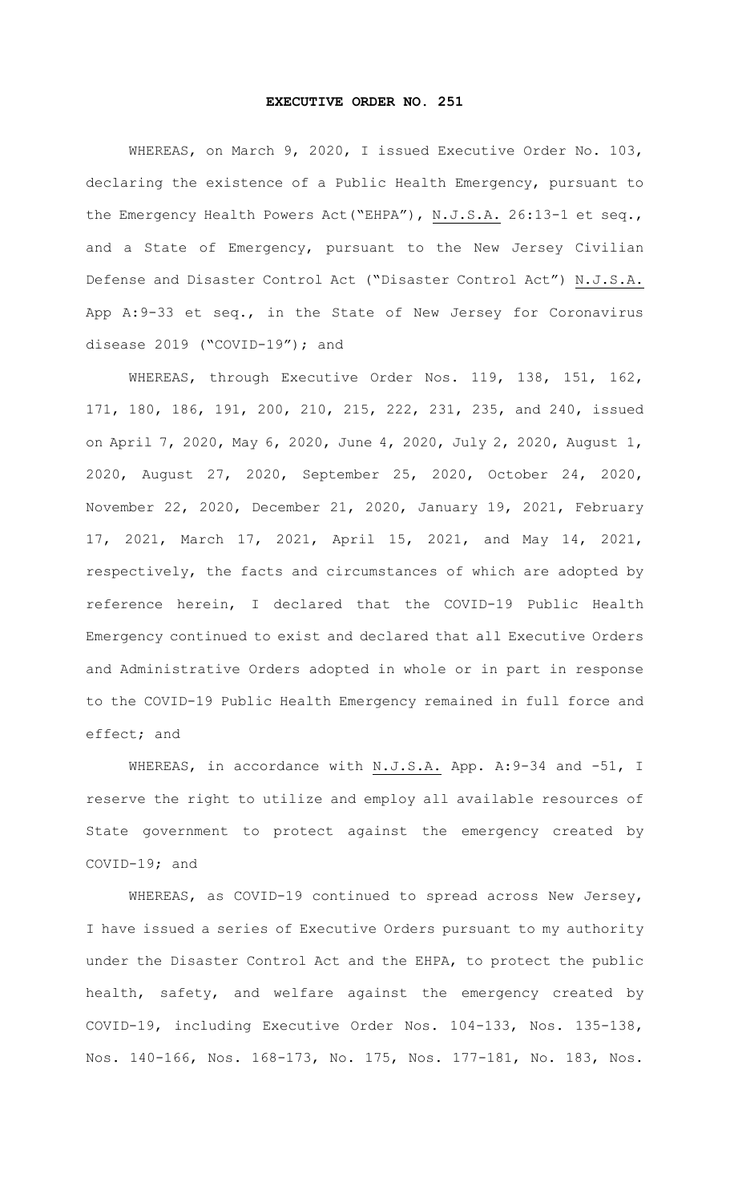# EXECUTIVE ORDER NO. 251

WHEREAS, on March 9, 2020, I issued Executive Order No. 103, declaring the existence of a Public Health Emergency, pursuant to the Emergency Health Powers Act("EHPA"), N.J.S.A. 26:13-1 et seq., and a State of Emergency, pursuant to the New Jersey Civilian Defense and Disaster Control Act ("Disaster Control Act") N.J.S.A. App A:9-33 et seq., in the State of New Jersey for Coronavirus disease 2019 ("COVID-19"); and

WHEREAS, through Executive Order Nos. 119, 138, 151, 162, 171, 180, 186, 191, 200, 210, 215, 222, 231, 235, and 240, issued on April 7, 2020, May 6, 2020, June 4, 2020, July 2, 2020, August 1, 2020, August 27, 2020, September 25, 2020, October 24, 2020, November 22, 2020, December 21, 2020, January 19, 2021, February 17, 2021, March 17, 2021, April 15, 2021, and May 14, 2021, respectively, the facts and circumstances of which are adopted by reference herein, I declared that the COVID-19 Public Health Emergency continued to exist and declared that all Executive Orders and Administrative Orders adopted in whole or in part in response to the COVID-19 Public Health Emergency remained in full force and effect; and

WHEREAS, in accordance with N.J.S.A. App. A:9-34 and -51, I reserve the right to utilize and employ all available resources of State government to protect against the emergency created by COVID-19; and

WHEREAS, as COVID-19 continued to spread across New Jersey, I have issued a series of Executive Orders pursuant to my authority under the Disaster Control Act and the EHPA, to protect the public health, safety, and welfare against the emergency created by COVID-19, including Executive Order Nos. 104-133, Nos. 135-138, Nos. 140-166, Nos. 168-173, No. 175, Nos. 177-181, No. 183, Nos.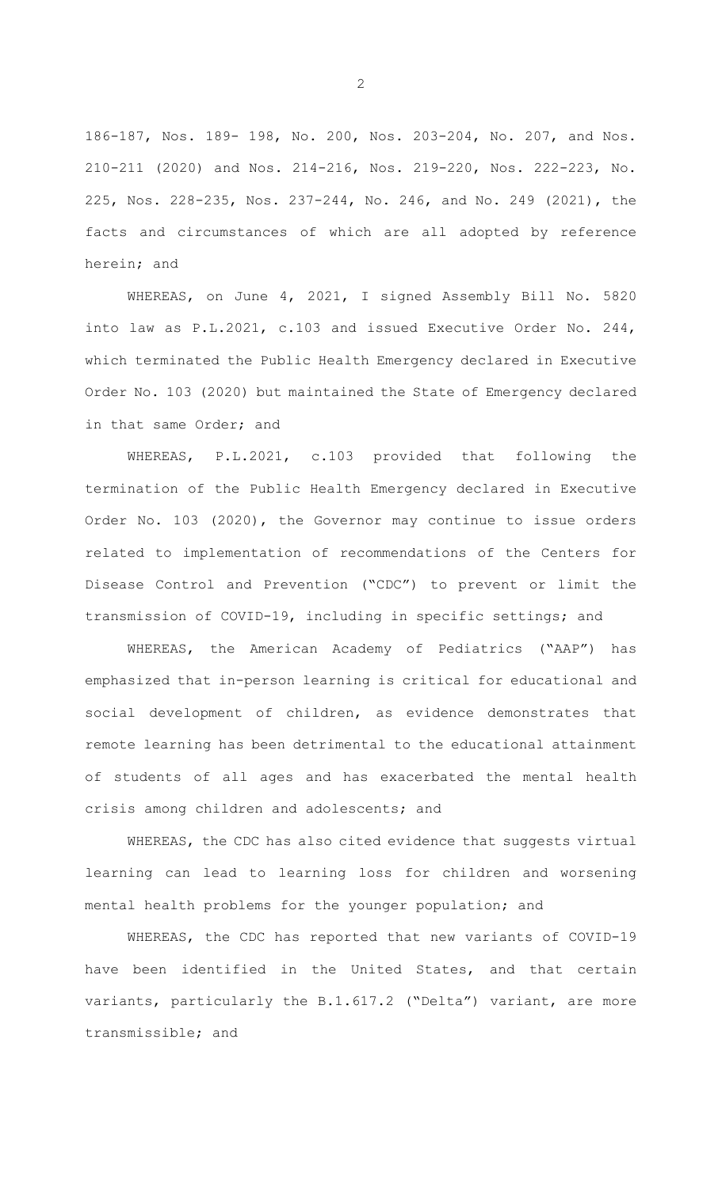186-187, Nos. 189- 198, No. 200, Nos. 203-204, No. 207, and Nos. 210-211 (2020) and Nos. 214-216, Nos. 219-220, Nos. 222-223, No. 225, Nos. 228-235, Nos. 237-244, No. 246, and No. 249 (2021), the facts and circumstances of which are all adopted by reference herein; and

WHEREAS, on June 4, 2021, I signed Assembly Bill No. 5820 into law as P.L.2021, c.103 and issued Executive Order No. 244, which terminated the Public Health Emergency declared in Executive Order No. 103 (2020) but maintained the State of Emergency declared in that same Order; and

WHEREAS, P.L.2021, c.103 provided that following the termination of the Public Health Emergency declared in Executive Order No. 103 (2020), the Governor may continue to issue orders related to implementation of recommendations of the Centers for Disease Control and Prevention ("CDC") to prevent or limit the transmission of COVID-19, including in specific settings; and

WHEREAS, the American Academy of Pediatrics ("AAP") has emphasized that in-person learning is critical for educational and social development of children, as evidence demonstrates that remote learning has been detrimental to the educational attainment of students of all ages and has exacerbated the mental health crisis among children and adolescents; and

WHEREAS, the CDC has also cited evidence that suggests virtual learning can lead to learning loss for children and worsening mental health problems for the younger population; and

WHEREAS, the CDC has reported that new variants of COVID-19 have been identified in the United States, and that certain variants, particularly the B.1.617.2 ("Delta") variant, are more transmissible; and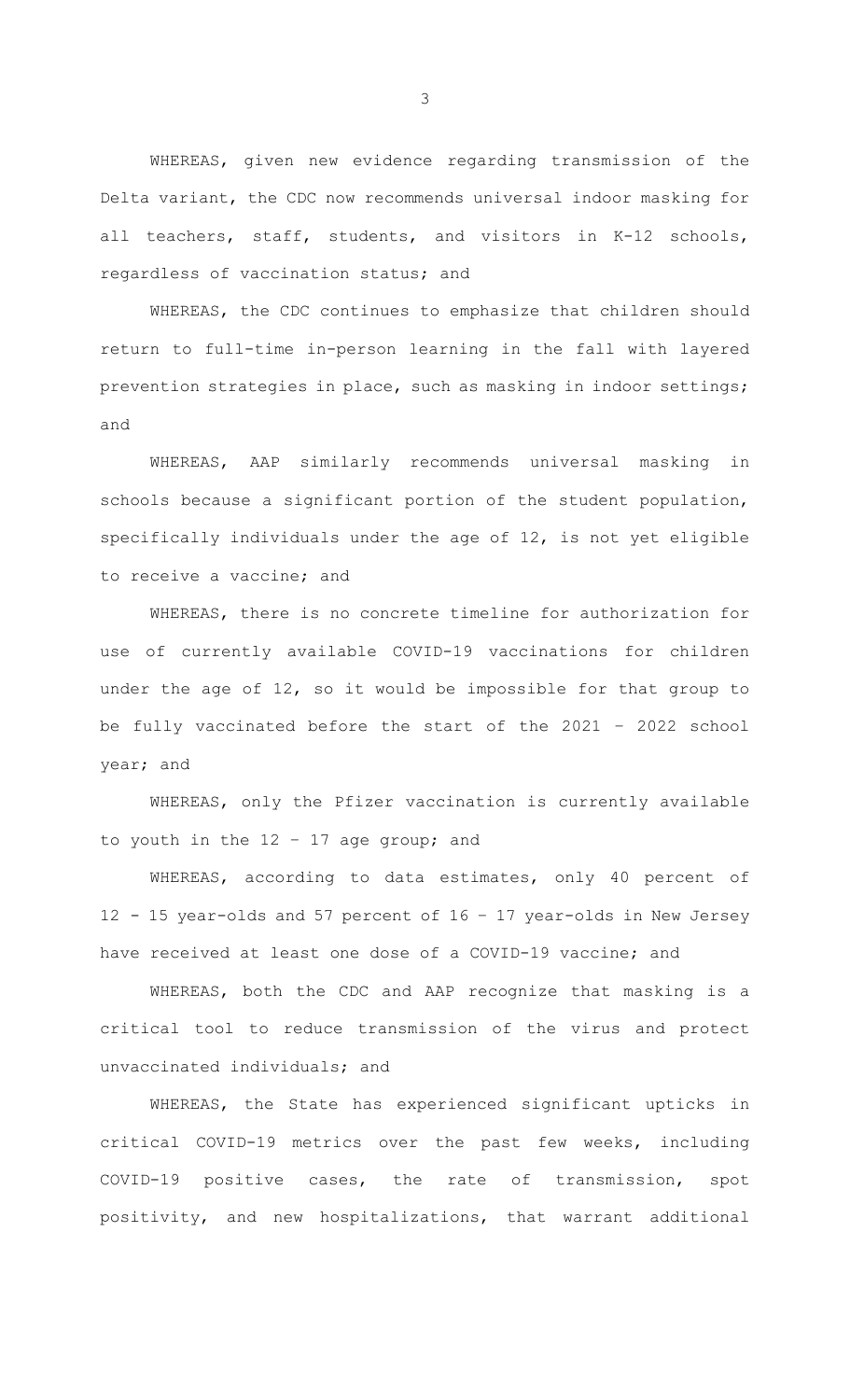WHEREAS, given new evidence regarding transmission of the Delta variant, the CDC now recommends universal indoor masking for all teachers, staff, students, and visitors in K-12 schools, regardless of vaccination status; and

WHEREAS, the CDC continues to emphasize that children should return to full-time in-person learning in the fall with layered prevention strategies in place, such as masking in indoor settings; and

WHEREAS, AAP similarly recommends universal masking in schools because a significant portion of the student population, specifically individuals under the age of 12, is not yet eligible to receive a vaccine; and

WHEREAS, there is no concrete timeline for authorization for use of currently available COVID-19 vaccinations for children under the age of 12, so it would be impossible for that group to be fully vaccinated before the start of the 2021 – 2022 school year; and

WHEREAS, only the Pfizer vaccination is currently available to youth in the 12 – 17 age group; and

WHEREAS, according to data estimates, only 40 percent of 12 - 15 year-olds and 57 percent of 16 – 17 year-olds in New Jersey have received at least one dose of a COVID-19 vaccine; and

WHEREAS, both the CDC and AAP recognize that masking is a critical tool to reduce transmission of the virus and protect unvaccinated individuals; and

WHEREAS, the State has experienced significant upticks in critical COVID-19 metrics over the past few weeks, including COVID-19 positive cases, the rate of transmission, spot positivity, and new hospitalizations, that warrant additional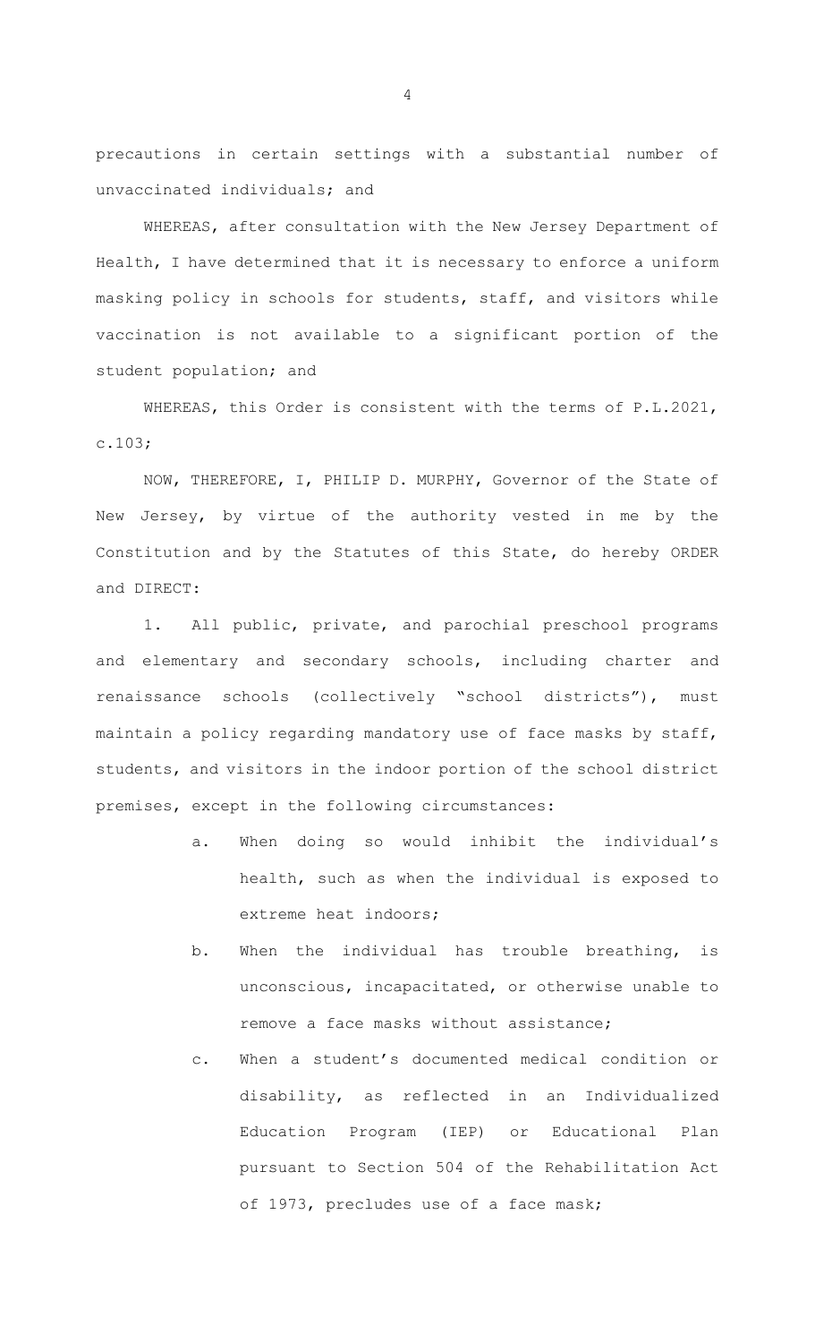precautions in certain settings with a substantial number of unvaccinated individuals; and

WHEREAS, after consultation with the New Jersey Department of Health, I have determined that it is necessary to enforce a uniform masking policy in schools for students, staff, and visitors while vaccination is not available to a significant portion of the student population; and

WHEREAS, this Order is consistent with the terms of P.L.2021, c.103;

NOW, THEREFORE, I, PHILIP D. MURPHY, Governor of the State of New Jersey, by virtue of the authority vested in me by the Constitution and by the Statutes of this State, do hereby ORDER and DIRECT:

1. All public, private, and parochial preschool programs and elementary and secondary schools, including charter and renaissance schools (collectively "school districts"), must maintain a policy regarding mandatory use of face masks by staff, students, and visitors in the indoor portion of the school district premises, except in the following circumstances:

   a. When doing so would inhibit the individual's health, such as when the individual is exposed to extreme heat indoors;

   b. When the individual has trouble breathing, is unconscious, incapacitated, or otherwise unable to remove a face masks without assistance;

   c. When a student's documented medical condition or disability, as reflected in an Individualized Education Program (IEP) or Educational Plan pursuant to Section 504 of the Rehabilitation Act of 1973, precludes use of a face mask;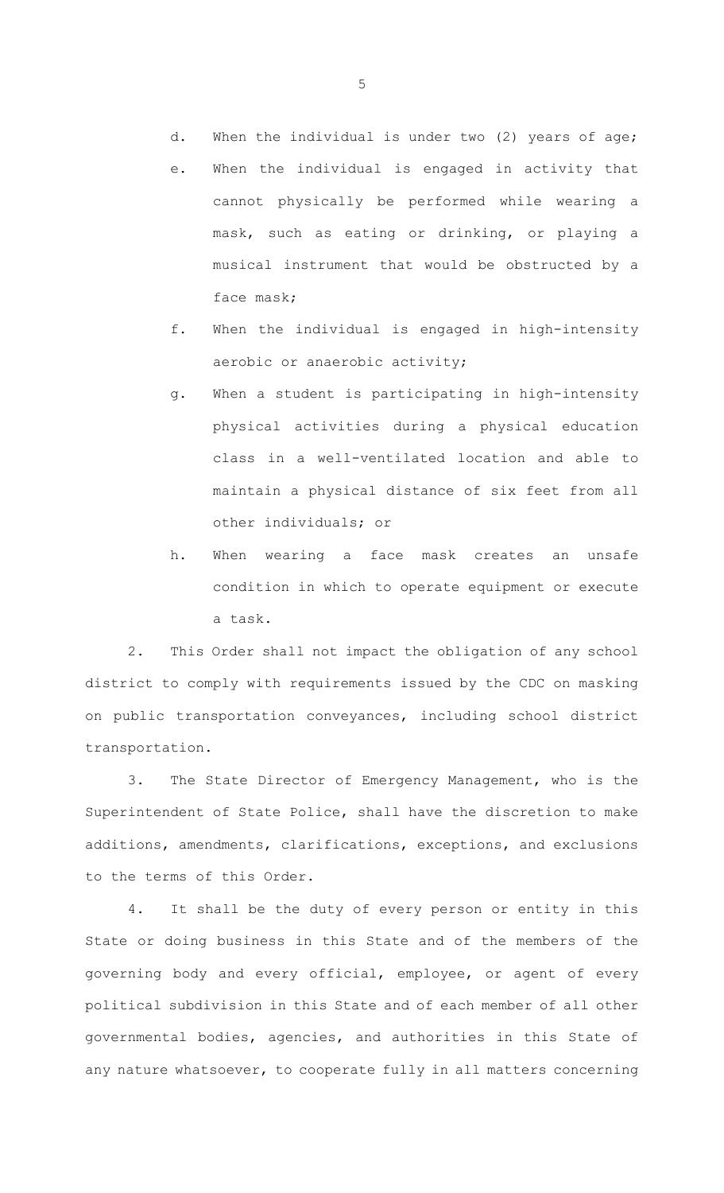d. When the individual is under two (2) years of age;

e. When the individual is engaged in activity that cannot physically be performed while wearing a mask, such as eating or drinking, or playing a musical instrument that would be obstructed by a face mask;

f. When the individual is engaged in high-intensity aerobic or anaerobic activity;

g. When a student is participating in high-intensity physical activities during a physical education class in a well-ventilated location and able to maintain a physical distance of six feet from all other individuals; or

h. When wearing a face mask creates an unsafe condition in which to operate equipment or execute a task.

2. This Order shall not impact the obligation of any school district to comply with requirements issued by the CDC on masking on public transportation conveyances, including school district transportation.

3. The State Director of Emergency Management, who is the Superintendent of State Police, shall have the discretion to make additions, amendments, clarifications, exceptions, and exclusions to the terms of this Order.

4. It shall be the duty of every person or entity in this State or doing business in this State and of the members of the governing body and every official, employee, or agent of every political subdivision in this State and of each member of all other governmental bodies, agencies, and authorities in this State of any nature whatsoever, to cooperate fully in all matters concerning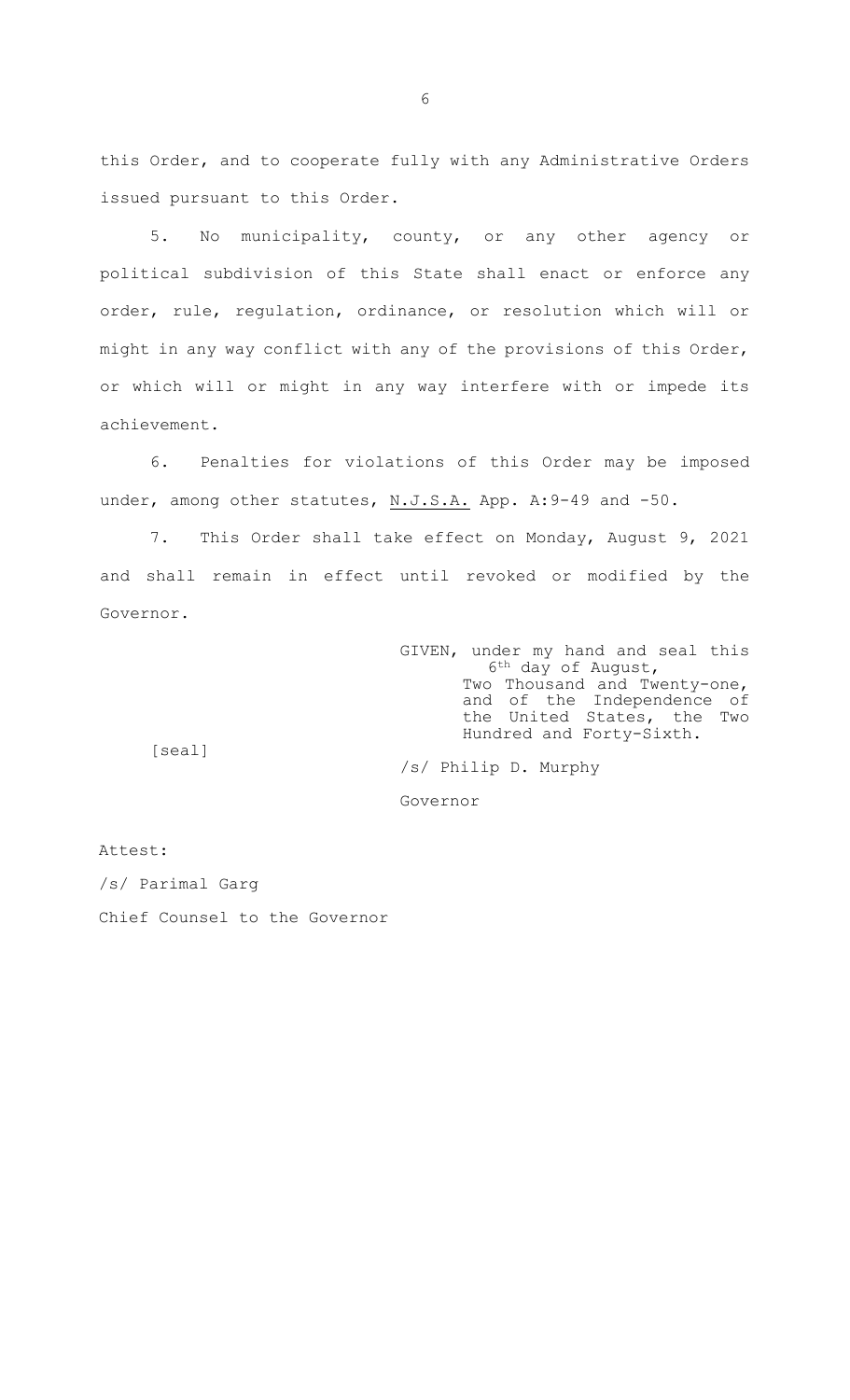this Order, and to cooperate fully with any Administrative Orders issued pursuant to this Order.

5. No municipality, county, or any other agency or political subdivision of this State shall enact or enforce any order, rule, regulation, ordinance, or resolution which will or might in any way conflict with any of the provisions of this Order, or which will or might in any way interfere with or impede its achievement.

6. Penalties for violations of this Order may be imposed under, among other statutes, N.J.S.A. App. A:9-49 and -50.

7. This Order shall take effect on Monday, August 9, 2021 and shall remain in effect until revoked or modified by the Governor.

GIVEN, under my hand and seal this 6th day of August, Two Thousand and Twenty-one, and of the Independence of the United States, the Two Hundred and Forty-Sixth.

[seal]

/s/ Philip D. Murphy

Governor

Attest:

/s/ Parimal Garg

Chief Counsel to the Governor